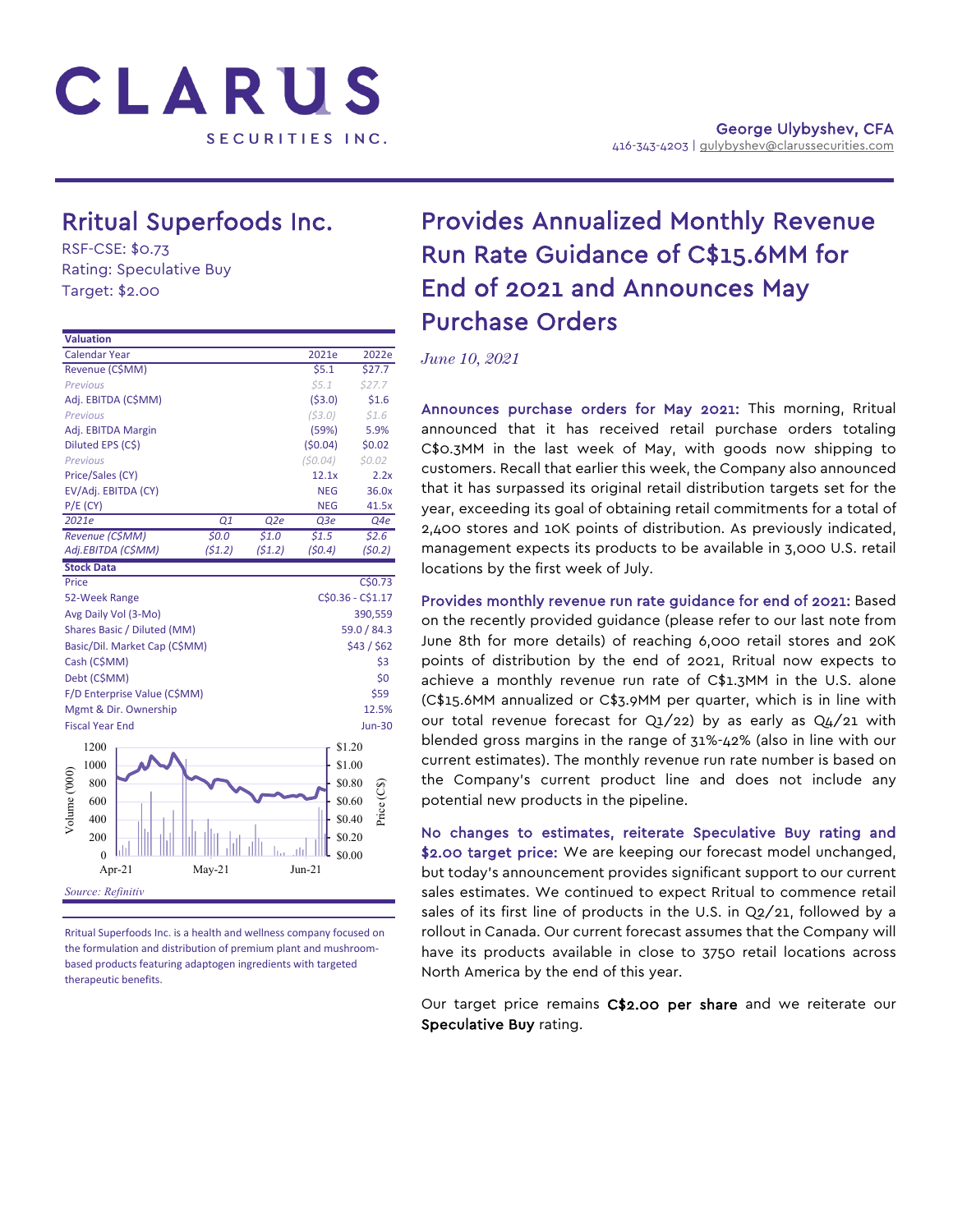# CLARUS SECURITIES INC.

George Ulybyshev, CFA
416-343-4203 | gulybyshev@clarussecurities.com

## Rritual Superfoods Inc.

RSF-CSE: $0.73
Rating: Speculative Buy
Target: $2.00

| **Valuation** | | | | |
|---|---|---|---|---|
| Calendar Year | | | 2021e | 2022e |
| Revenue (C$MM) | | | $5.1 | $27.7 |
| *Previous* | | | *$5.1* | *$27.7* |
| Adj. EBITDA (C$MM) | | | ($3.0) | $1.6 |
| *Previous* | | | *($3.0)* | *$1.6* |
| Adj. EBITDA Margin | | | (59%) | 5.9% |
| Diluted EPS (C$) | | | ($0.04) | $0.02 |
| *Previous* | | | *($0.04)* | *$0.02* |
| Price/Sales (CY) | | | 12.1x | 2.2x |
| EV/Adj. EBITDA (CY) | | | NEG | 36.0x |
| P/E (CY) | | | NEG | 41.5x |
| *2021e* | *Q1* | *Q2e* | *Q3e* | *Q4e* |
| *Revenue (C$MM)* | *$0.0* | *$1.0* | *$1.5* | *$2.6* |
| *Adj.EBITDA (C$MM)* | *($1.2)* | *($1.2)* | *($0.4)* | *($0.2)* |

| **Stock Data** | |
|---|---|
| Price | C$0.73 |
| 52-Week Range | C$0.36 - C$1.17 |
| Avg Daily Vol (3-Mo) | 390,559 |
| Shares Basic / Diluted (MM) | 59.0 / 84.3 |
| Basic/Dil. Market Cap (C$MM) | $43 / $62 |
| Cash (C$MM) | $3 |
| Debt (C$MM) | $0 |
| F/D Enterprise Value (C$MM) | $59 |
| Mgmt & Dir. Ownership | 12.5% |
| Fiscal Year End | Jun-30 |

*Source: Refinitiv*

Rritual Superfoods Inc. is a health and wellness company focused on the formulation and distribution of premium plant and mushroom-based products featuring adaptogen ingredients with targeted therapeutic benefits.

## Provides Annualized Monthly Revenue Run Rate Guidance of C$15.6MM for End of 2021 and Announces May Purchase Orders

*June 10, 2021*

**Announces purchase orders for May 2021:** This morning, Rritual announced that it has received retail purchase orders totaling C$0.3MM in the last week of May, with goods now shipping to customers. Recall that earlier this week, the Company also announced that it has surpassed its original retail distribution targets set for the year, exceeding its goal of obtaining retail commitments for a total of 2,400 stores and 10K points of distribution. As previously indicated, management expects its products to be available in 3,000 U.S. retail locations by the first week of July.

**Provides monthly revenue run rate guidance for end of 2021:** Based on the recently provided guidance (please refer to our last note from June 8th for more details) of reaching 6,000 retail stores and 20K points of distribution by the end of 2021, Rritual now expects to achieve a monthly revenue run rate of C$1.3MM in the U.S. alone (C$15.6MM annualized or C$3.9MM per quarter, which is in line with our total revenue forecast for Q1/22) by as early as Q4/21 with blended gross margins in the range of 31%-42% (also in line with our current estimates). The monthly revenue run rate number is based on the Company's current product line and does not include any potential new products in the pipeline.

**No changes to estimates, reiterate Speculative Buy rating and $2.00 target price:** We are keeping our forecast model unchanged, but today's announcement provides significant support to our current sales estimates. We continued to expect Rritual to commence retail sales of its first line of products in the U.S. in Q2/21, followed by a rollout in Canada. Our current forecast assumes that the Company will have its products available in close to 3750 retail locations across North America by the end of this year.

Our target price remains **C$2.00 per share** and we reiterate our **Speculative Buy** rating.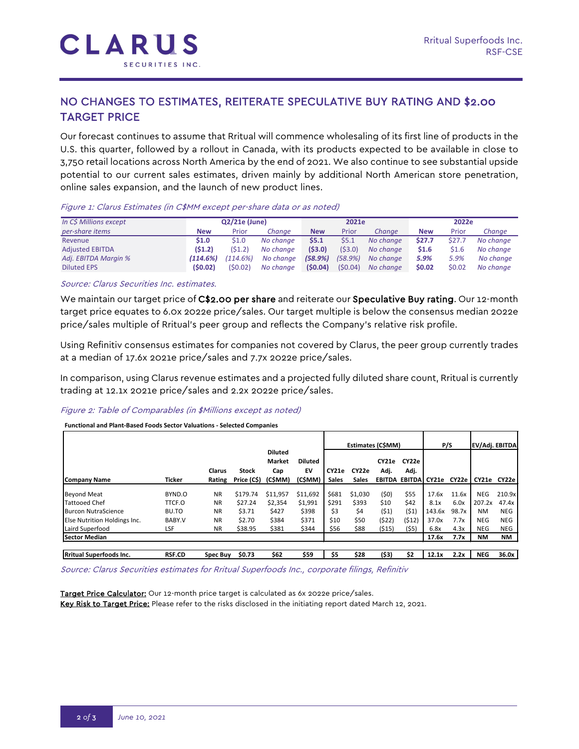## NO CHANGES TO ESTIMATES, REITERATE SPECULATIVE BUY RATING AND $2.00 TARGET PRICE

Our forecast continues to assume that Rritual will commence wholesaling of its first line of products in the U.S. this quarter, followed by a rollout in Canada, with its products expected to be available in close to 3,750 retail locations across North America by the end of 2021. We also continue to see substantial upside potential to our current sales estimates, driven mainly by additional North American store penetration, online sales expansion, and the launch of new product lines.

*Figure 1: Clarus Estimates (in C$MM except per-share data or as noted)*

| *In C$ Millions except per-share items* | Q2/21e (June) | | | 2021e | | | 2022e | | |
|---|---|---|---|---|---|---|---|---|---|
| | **New** | Prior | *Change* | **New** | Prior | *Change* | **New** | Prior | *Change* |
| Revenue | **$1.0** | $1.0 | *No change* | **$5.1** | $5.1 | *No change* | **$27.7** | $27.7 | *No change* |
| Adjusted EBITDA | **($1.2)** | ($1.2) | *No change* | **($3.0)** | ($3.0) | *No change* | **$1.6** | $1.6 | *No change* |
| *Adj. EBITDA Margin %* | ***(114.6%)*** | *(114.6%)* | *No change* | ***(58.9%)*** | *(58.9%)* | *No change* | ***5.9%*** | *5.9%* | *No change* |
| Diluted EPS | **($0.02)** | ($0.02) | *No change* | **($0.04)** | ($0.04) | *No change* | **$0.02** | $0.02 | *No change* |

*Source: Clarus Securities Inc. estimates.*

We maintain our target price of C$2.00 per share and reiterate our Speculative Buy rating. Our 12-month target price equates to 6.0x 2022e price/sales. Our target multiple is below the consensus median 2022e price/sales multiple of Rritual's peer group and reflects the Company's relative risk profile.

Using Refinitiv consensus estimates for companies not covered by Clarus, the peer group currently trades at a median of 17.6x 2021e price/sales and 7.7x 2022e price/sales.

In comparison, using Clarus revenue estimates and a projected fully diluted share count, Rritual is currently trading at 12.1x 2021e price/sales and 2.2x 2022e price/sales.

*Figure 2: Table of Comparables (in $Millions except as noted)*

**Functional and Plant-Based Foods Sector Valuations - Selected Companies**

| | | | | | | Estimates (C$MM) | | | | P/S | | EV/Adj. EBITDA | |
|---|---|---|---|---|---|---|---|---|---|---|---|---|---|
| **Company Name** | **Ticker** | **Clarus Rating** | **Stock Price (C$)** | **Diluted Market Cap (C$MM)** | **Diluted EV (C$MM)** | **CY21e Sales** | **CY22e Sales** | **CY21e Adj. EBITDA** | **CY22e Adj. EBITDA** | **CY21e** | **CY22e** | **CY21e** | **CY22e** |
| Beyond Meat | BYND.O | NR | $179.74 | $11,957 | $11,692 | $681 | $1,030 | ($0) | $55 | 17.6x | 11.6x | NEG | 210.9x |
| Tattooed Chef | TTCF.O | NR | $27.24 | $2,354 | $1,991 | $291 | $393 | $10 | $42 | 8.1x | 6.0x | 207.2x | 47.4x |
| Burcon NutraScience | BU.TO | NR | $3.71 | $427 | $398 | $3 | $4 | ($1) | ($1) | 143.6x | 98.7x | NM | NEG |
| Else Nutrition Holdings Inc. | BABY.V | NR | $2.70 | $384 | $371 | $10 | $50 | ($22) | ($12) | 37.0x | 7.7x | NEG | NEG |
| Laird Superfood | LSF | NR | $38.95 | $381 | $344 | $56 | $88 | ($15) | ($5) | 6.8x | 4.3x | NEG | NEG |
| **Sector Median** | | | | | | | | | | **17.6x** | **7.7x** | **NM** | **NM** |
| **Rritual Superfoods Inc.** | **RSF.CD** | **Spec Buy** | **$0.73** | **$62** | **$59** | **$5** | **$28** | **($3)** | **$2** | **12.1x** | **2.2x** | **NEG** | **36.0x** |

*Source: Clarus Securities estimates for Rritual Superfoods Inc., corporate filings, Refinitiv*

Target Price Calculator: Our 12-month price target is calculated as 6x 2022e price/sales.
Key Risk to Target Price: Please refer to the risks disclosed in the initiating report dated March 12, 2021.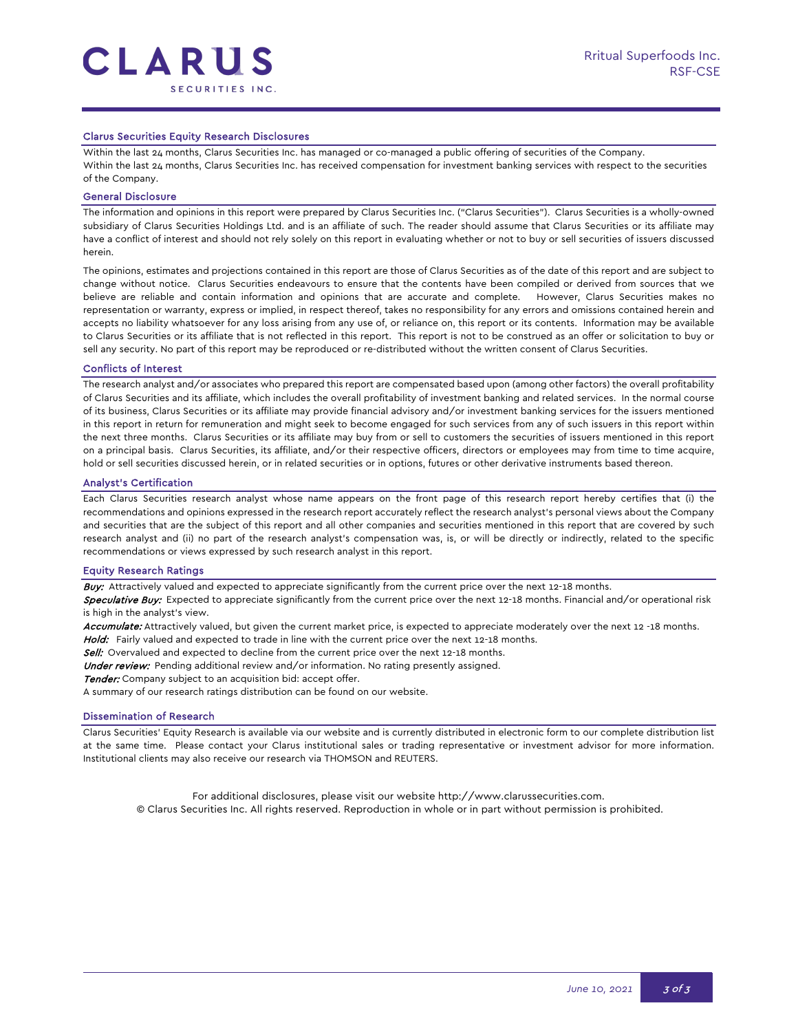## Clarus Securities Equity Research Disclosures

Within the last 24 months, Clarus Securities Inc. has managed or co-managed a public offering of securities of the Company.
Within the last 24 months, Clarus Securities Inc. has received compensation for investment banking services with respect to the securities of the Company.

## General Disclosure

The information and opinions in this report were prepared by Clarus Securities Inc. ("Clarus Securities"). Clarus Securities is a wholly-owned subsidiary of Clarus Securities Holdings Ltd. and is an affiliate of such. The reader should assume that Clarus Securities or its affiliate may have a conflict of interest and should not rely solely on this report in evaluating whether or not to buy or sell securities of issuers discussed herein.

The opinions, estimates and projections contained in this report are those of Clarus Securities as of the date of this report and are subject to change without notice. Clarus Securities endeavours to ensure that the contents have been compiled or derived from sources that we believe are reliable and contain information and opinions that are accurate and complete. However, Clarus Securities makes no representation or warranty, express or implied, in respect thereof, takes no responsibility for any errors and omissions contained herein and accepts no liability whatsoever for any loss arising from any use of, or reliance on, this report or its contents. Information may be available to Clarus Securities or its affiliate that is not reflected in this report. This report is not to be construed as an offer or solicitation to buy or sell any security. No part of this report may be reproduced or re-distributed without the written consent of Clarus Securities.

## Conflicts of Interest

The research analyst and/or associates who prepared this report are compensated based upon (among other factors) the overall profitability of Clarus Securities and its affiliate, which includes the overall profitability of investment banking and related services. In the normal course of its business, Clarus Securities or its affiliate may provide financial advisory and/or investment banking services for the issuers mentioned in this report in return for remuneration and might seek to become engaged for such services from any of such issuers in this report within the next three months. Clarus Securities or its affiliate may buy from or sell to customers the securities of issuers mentioned in this report on a principal basis. Clarus Securities, its affiliate, and/or their respective officers, directors or employees may from time to time acquire, hold or sell securities discussed herein, or in related securities or in options, futures or other derivative instruments based thereon.

## Analyst's Certification

Each Clarus Securities research analyst whose name appears on the front page of this research report hereby certifies that (i) the recommendations and opinions expressed in the research report accurately reflect the research analyst's personal views about the Company and securities that are the subject of this report and all other companies and securities mentioned in this report that are covered by such research analyst and (ii) no part of the research analyst's compensation was, is, or will be directly or indirectly, related to the specific recommendations or views expressed by such research analyst in this report.

## Equity Research Ratings

***Buy:*** Attractively valued and expected to appreciate significantly from the current price over the next 12-18 months.
***Speculative Buy:*** Expected to appreciate significantly from the current price over the next 12-18 months. Financial and/or operational risk is high in the analyst's view.
***Accumulate:*** Attractively valued, but given the current market price, is expected to appreciate moderately over the next 12 -18 months.
***Hold:*** Fairly valued and expected to trade in line with the current price over the next 12-18 months.
***Sell:*** Overvalued and expected to decline from the current price over the next 12-18 months.
***Under review:*** Pending additional review and/or information. No rating presently assigned.
***Tender:*** Company subject to an acquisition bid: accept offer.
A summary of our research ratings distribution can be found on our website.

## Dissemination of Research

Clarus Securities' Equity Research is available via our website and is currently distributed in electronic form to our complete distribution list at the same time. Please contact your Clarus institutional sales or trading representative or investment advisor for more information. Institutional clients may also receive our research via THOMSON and REUTERS.

For additional disclosures, please visit our website http://www.clarussecurities.com.
© Clarus Securities Inc. All rights reserved. Reproduction in whole or in part without permission is prohibited.